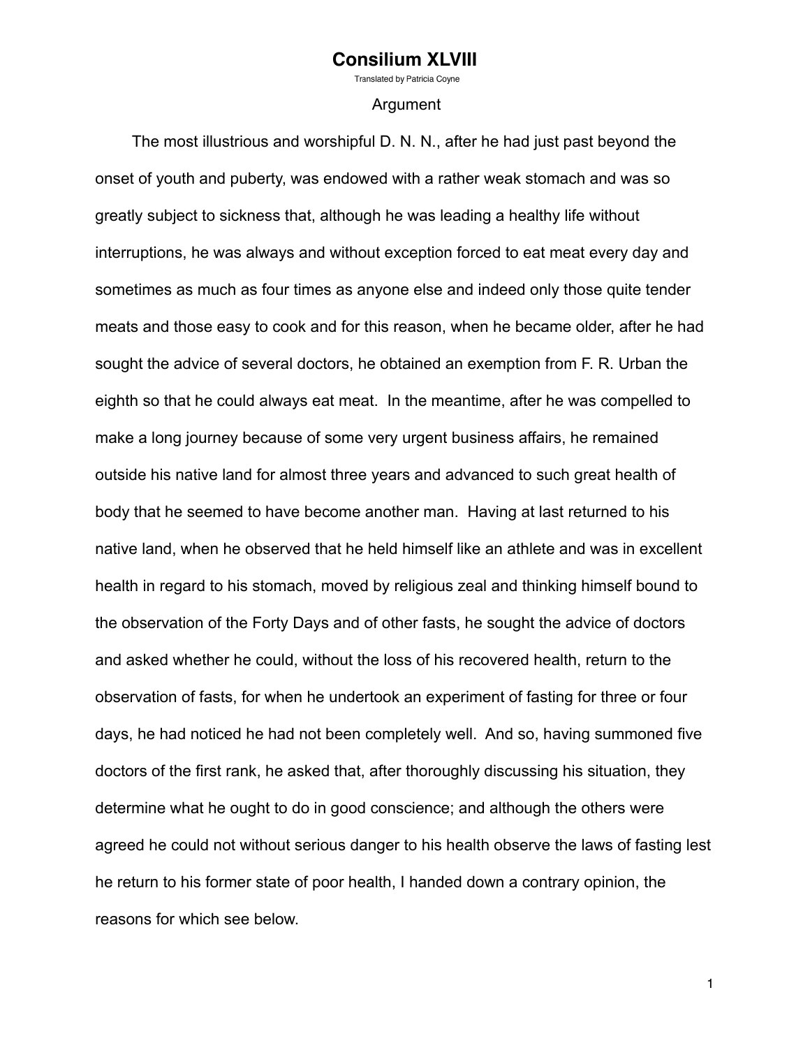# Consilium XLVIII

Translated by Patricia Coyne

## Argument

The most illustrious and worshipful D. N. N., after he had just past beyond the onset of youth and puberty, was endowed with a rather weak stomach and was so greatly subject to sickness that, although he was leading a healthy life without interruptions, he was always and without exception forced to eat meat every day and sometimes as much as four times as anyone else and indeed only those quite tender meats and those easy to cook and for this reason, when he became older, after he had sought the advice of several doctors, he obtained an exemption from F. R. Urban the eighth so that he could always eat meat. In the meantime, after he was compelled to make a long journey because of some very urgent business affairs, he remained outside his native land for almost three years and advanced to such great health of body that he seemed to have become another man. Having at last returned to his native land, when he observed that he held himself like an athlete and was in excellent health in regard to his stomach, moved by religious zeal and thinking himself bound to the observation of the Forty Days and of other fasts, he sought the advice of doctors and asked whether he could, without the loss of his recovered health, return to the observation of fasts, for when he undertook an experiment of fasting for three or four days, he had noticed he had not been completely well. And so, having summoned five doctors of the first rank, he asked that, after thoroughly discussing his situation, they determine what he ought to do in good conscience; and although the others were agreed he could not without serious danger to his health observe the laws of fasting lest he return to his former state of poor health, I handed down a contrary opinion, the reasons for which see below.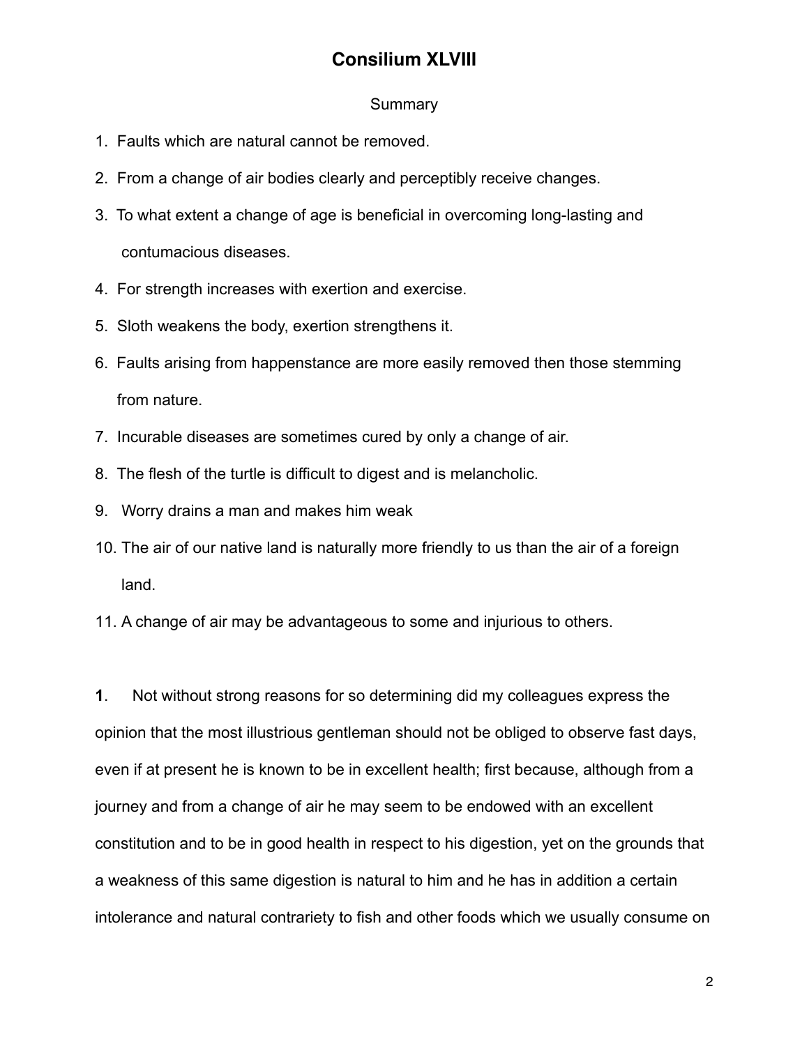# Consilium XLVIII

Summary

1. Faults which are natural cannot be removed.
2. From a change of air bodies clearly and perceptibly receive changes.
3. To what extent a change of age is beneficial in overcoming long-lasting and contumacious diseases.
4. For strength increases with exertion and exercise.
5. Sloth weakens the body, exertion strengthens it.
6. Faults arising from happenstance are more easily removed then those stemming from nature.
7. Incurable diseases are sometimes cured by only a change of air.
8. The flesh of the turtle is difficult to digest and is melancholic.
9. Worry drains a man and makes him weak
10. The air of our native land is naturally more friendly to us than the air of a foreign land.
11. A change of air may be advantageous to some and injurious to others.

**1**. Not without strong reasons for so determining did my colleagues express the opinion that the most illustrious gentleman should not be obliged to observe fast days, even if at present he is known to be in excellent health; first because, although from a journey and from a change of air he may seem to be endowed with an excellent constitution and to be in good health in respect to his digestion, yet on the grounds that a weakness of this same digestion is natural to him and he has in addition a certain intolerance and natural contrariety to fish and other foods which we usually consume on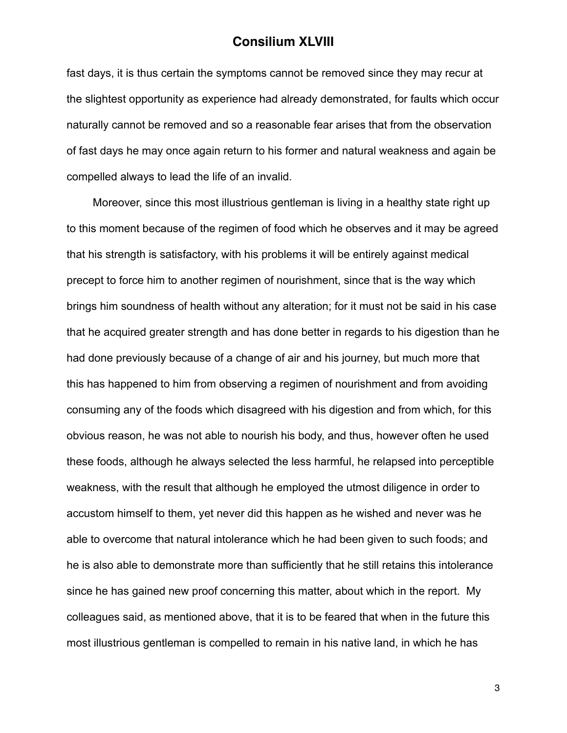fast days, it is thus certain the symptoms cannot be removed since they may recur at the slightest opportunity as experience had already demonstrated, for faults which occur naturally cannot be removed and so a reasonable fear arises that from the observation of fast days he may once again return to his former and natural weakness and again be compelled always to lead the life of an invalid.

Moreover, since this most illustrious gentleman is living in a healthy state right up to this moment because of the regimen of food which he observes and it may be agreed that his strength is satisfactory, with his problems it will be entirely against medical precept to force him to another regimen of nourishment, since that is the way which brings him soundness of health without any alteration; for it must not be said in his case that he acquired greater strength and has done better in regards to his digestion than he had done previously because of a change of air and his journey, but much more that this has happened to him from observing a regimen of nourishment and from avoiding consuming any of the foods which disagreed with his digestion and from which, for this obvious reason, he was not able to nourish his body, and thus, however often he used these foods, although he always selected the less harmful, he relapsed into perceptible weakness, with the result that although he employed the utmost diligence in order to accustom himself to them, yet never did this happen as he wished and never was he able to overcome that natural intolerance which he had been given to such foods; and he is also able to demonstrate more than sufficiently that he still retains this intolerance since he has gained new proof concerning this matter, about which in the report. My colleagues said, as mentioned above, that it is to be feared that when in the future this most illustrious gentleman is compelled to remain in his native land, in which he has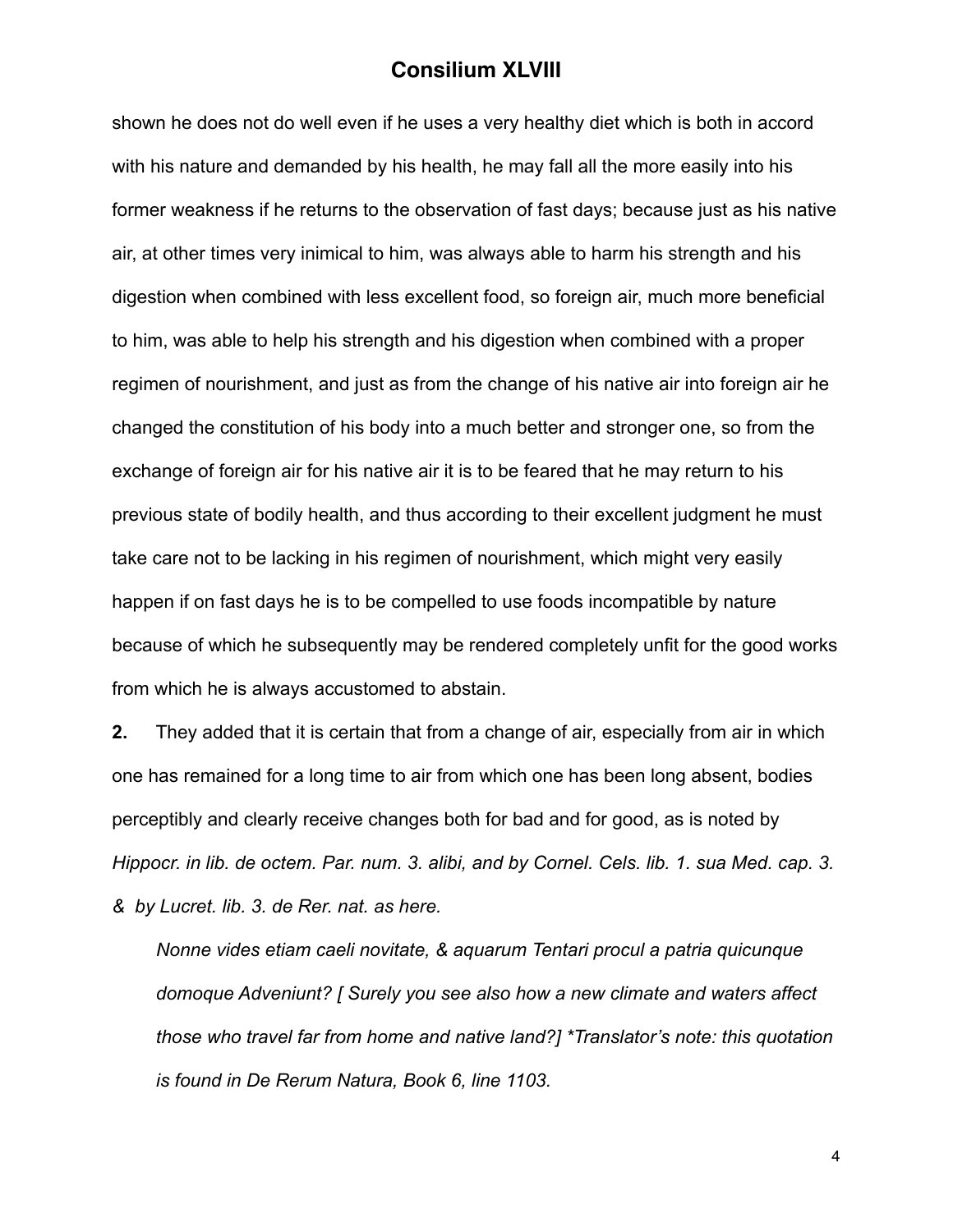shown he does not do well even if he uses a very healthy diet which is both in accord with his nature and demanded by his health, he may fall all the more easily into his former weakness if he returns to the observation of fast days; because just as his native air, at other times very inimical to him, was always able to harm his strength and his digestion when combined with less excellent food, so foreign air, much more beneficial to him, was able to help his strength and his digestion when combined with a proper regimen of nourishment, and just as from the change of his native air into foreign air he changed the constitution of his body into a much better and stronger one, so from the exchange of foreign air for his native air it is to be feared that he may return to his previous state of bodily health, and thus according to their excellent judgment he must take care not to be lacking in his regimen of nourishment, which might very easily happen if on fast days he is to be compelled to use foods incompatible by nature because of which he subsequently may be rendered completely unfit for the good works from which he is always accustomed to abstain.

**2.** They added that it is certain that from a change of air, especially from air in which one has remained for a long time to air from which one has been long absent, bodies perceptibly and clearly receive changes both for bad and for good, as is noted by *Hippocr. in lib. de octem. Par. num. 3. alibi, and by Cornel. Cels. lib. 1. sua Med. cap. 3. & by Lucret. lib. 3. de Rer. nat. as here.*

> *Nonne vides etiam caeli novitate, & aquarum Tentari procul a patria quicunque domoque Adveniunt? [ Surely you see also how a new climate and waters affect those who travel far from home and native land?] *Translator's note: this quotation is found in De Rerum Natura, Book 6, line 1103.*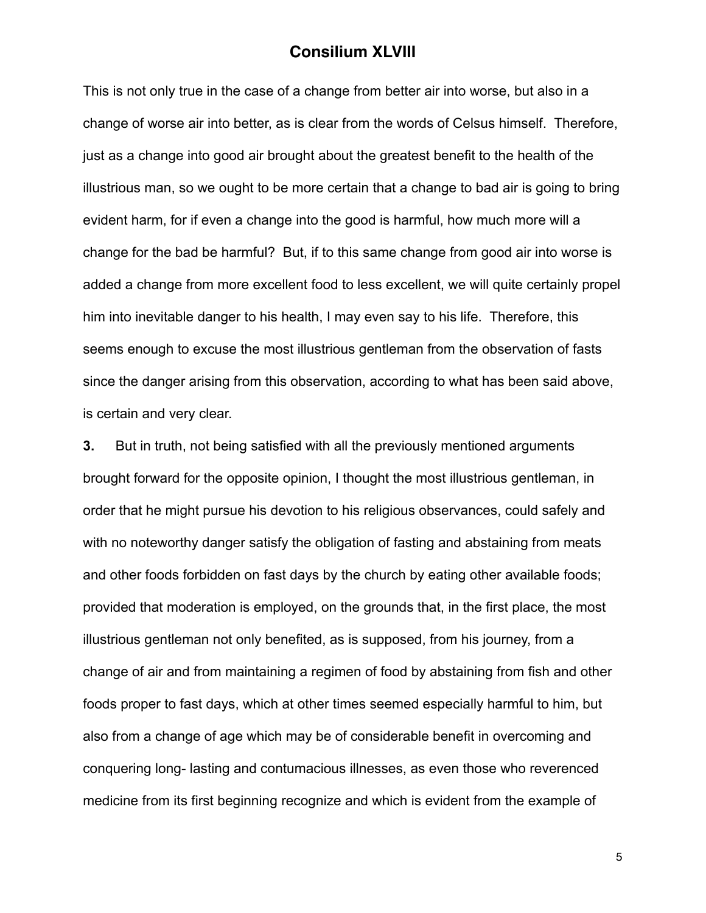This is not only true in the case of a change from better air into worse, but also in a change of worse air into better, as is clear from the words of Celsus himself. Therefore, just as a change into good air brought about the greatest benefit to the health of the illustrious man, so we ought to be more certain that a change to bad air is going to bring evident harm, for if even a change into the good is harmful, how much more will a change for the bad be harmful? But, if to this same change from good air into worse is added a change from more excellent food to less excellent, we will quite certainly propel him into inevitable danger to his health, I may even say to his life. Therefore, this seems enough to excuse the most illustrious gentleman from the observation of fasts since the danger arising from this observation, according to what has been said above, is certain and very clear.

**3.** But in truth, not being satisfied with all the previously mentioned arguments brought forward for the opposite opinion, I thought the most illustrious gentleman, in order that he might pursue his devotion to his religious observances, could safely and with no noteworthy danger satisfy the obligation of fasting and abstaining from meats and other foods forbidden on fast days by the church by eating other available foods; provided that moderation is employed, on the grounds that, in the first place, the most illustrious gentleman not only benefited, as is supposed, from his journey, from a change of air and from maintaining a regimen of food by abstaining from fish and other foods proper to fast days, which at other times seemed especially harmful to him, but also from a change of age which may be of considerable benefit in overcoming and conquering long- lasting and contumacious illnesses, as even those who reverenced medicine from its first beginning recognize and which is evident from the example of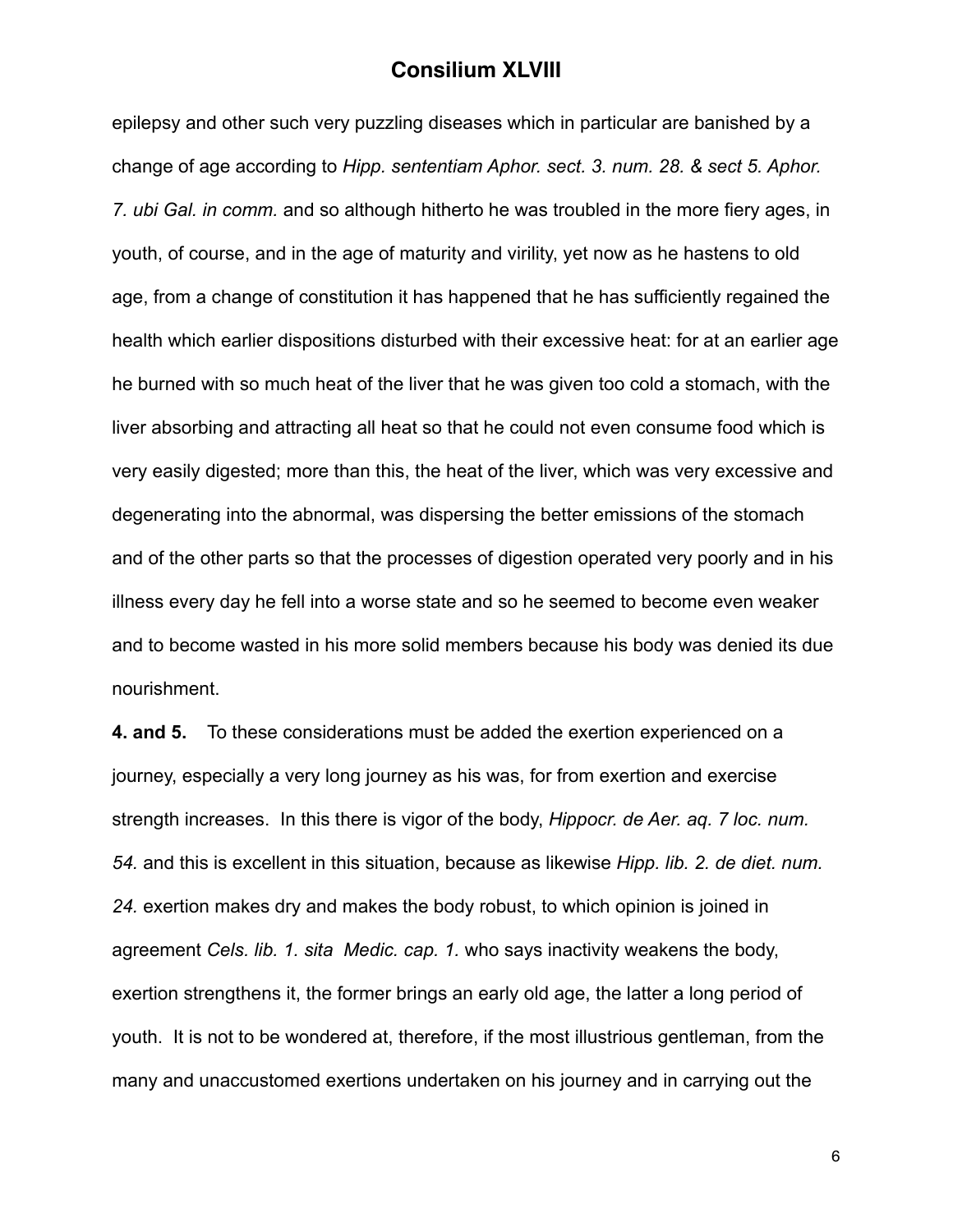epilepsy and other such very puzzling diseases which in particular are banished by a change of age according to *Hipp. sententiam Aphor. sect. 3. num. 28. & sect 5. Aphor. 7. ubi Gal. in comm.* and so although hitherto he was troubled in the more fiery ages, in youth, of course, and in the age of maturity and virility, yet now as he hastens to old age, from a change of constitution it has happened that he has sufficiently regained the health which earlier dispositions disturbed with their excessive heat: for at an earlier age he burned with so much heat of the liver that he was given too cold a stomach, with the liver absorbing and attracting all heat so that he could not even consume food which is very easily digested; more than this, the heat of the liver, which was very excessive and degenerating into the abnormal, was dispersing the better emissions of the stomach and of the other parts so that the processes of digestion operated very poorly and in his illness every day he fell into a worse state and so he seemed to become even weaker and to become wasted in his more solid members because his body was denied its due nourishment.

**4. and 5.** To these considerations must be added the exertion experienced on a journey, especially a very long journey as his was, for from exertion and exercise strength increases. In this there is vigor of the body, *Hippocr. de Aer. aq. 7 loc. num. 54.* and this is excellent in this situation, because as likewise *Hipp. lib. 2. de diet. num. 24.* exertion makes dry and makes the body robust, to which opinion is joined in agreement *Cels. lib. 1. sita Medic. cap. 1.* who says inactivity weakens the body, exertion strengthens it, the former brings an early old age, the latter a long period of youth. It is not to be wondered at, therefore, if the most illustrious gentleman, from the many and unaccustomed exertions undertaken on his journey and in carrying out the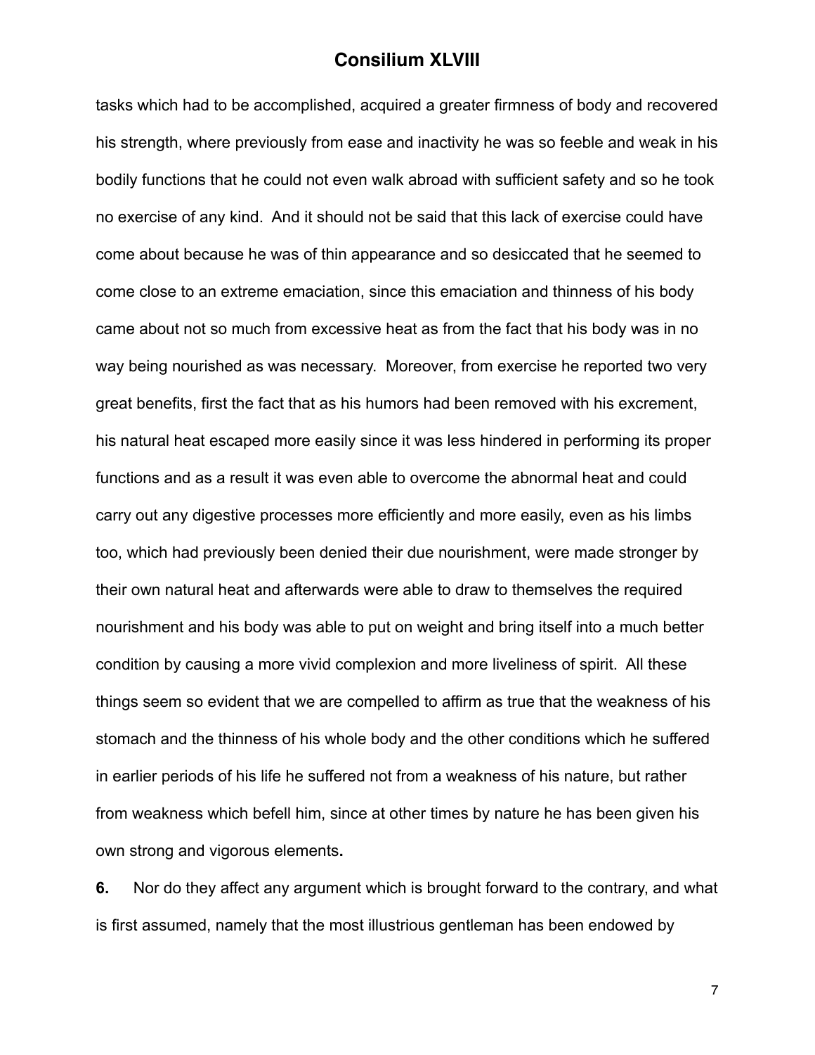tasks which had to be accomplished, acquired a greater firmness of body and recovered his strength, where previously from ease and inactivity he was so feeble and weak in his bodily functions that he could not even walk abroad with sufficient safety and so he took no exercise of any kind. And it should not be said that this lack of exercise could have come about because he was of thin appearance and so desiccated that he seemed to come close to an extreme emaciation, since this emaciation and thinness of his body came about not so much from excessive heat as from the fact that his body was in no way being nourished as was necessary. Moreover, from exercise he reported two very great benefits, first the fact that as his humors had been removed with his excrement, his natural heat escaped more easily since it was less hindered in performing its proper functions and as a result it was even able to overcome the abnormal heat and could carry out any digestive processes more efficiently and more easily, even as his limbs too, which had previously been denied their due nourishment, were made stronger by their own natural heat and afterwards were able to draw to themselves the required nourishment and his body was able to put on weight and bring itself into a much better condition by causing a more vivid complexion and more liveliness of spirit. All these things seem so evident that we are compelled to affirm as true that the weakness of his stomach and the thinness of his whole body and the other conditions which he suffered in earlier periods of his life he suffered not from a weakness of his nature, but rather from weakness which befell him, since at other times by nature he has been given his own strong and vigorous elements**.**

**6.** Nor do they affect any argument which is brought forward to the contrary, and what is first assumed, namely that the most illustrious gentleman has been endowed by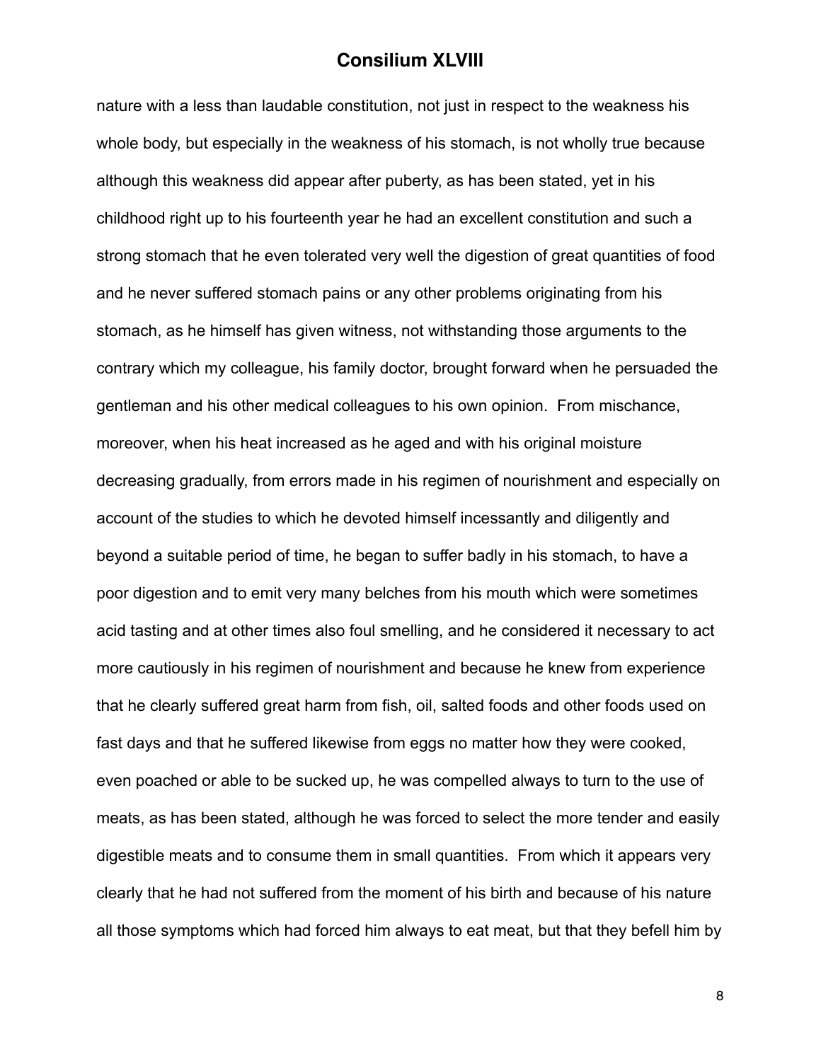nature with a less than laudable constitution, not just in respect to the weakness his whole body, but especially in the weakness of his stomach, is not wholly true because although this weakness did appear after puberty, as has been stated, yet in his childhood right up to his fourteenth year he had an excellent constitution and such a strong stomach that he even tolerated very well the digestion of great quantities of food and he never suffered stomach pains or any other problems originating from his stomach, as he himself has given witness, not withstanding those arguments to the contrary which my colleague, his family doctor, brought forward when he persuaded the gentleman and his other medical colleagues to his own opinion. From mischance, moreover, when his heat increased as he aged and with his original moisture decreasing gradually, from errors made in his regimen of nourishment and especially on account of the studies to which he devoted himself incessantly and diligently and beyond a suitable period of time, he began to suffer badly in his stomach, to have a poor digestion and to emit very many belches from his mouth which were sometimes acid tasting and at other times also foul smelling, and he considered it necessary to act more cautiously in his regimen of nourishment and because he knew from experience that he clearly suffered great harm from fish, oil, salted foods and other foods used on fast days and that he suffered likewise from eggs no matter how they were cooked, even poached or able to be sucked up, he was compelled always to turn to the use of meats, as has been stated, although he was forced to select the more tender and easily digestible meats and to consume them in small quantities. From which it appears very clearly that he had not suffered from the moment of his birth and because of his nature all those symptoms which had forced him always to eat meat, but that they befell him by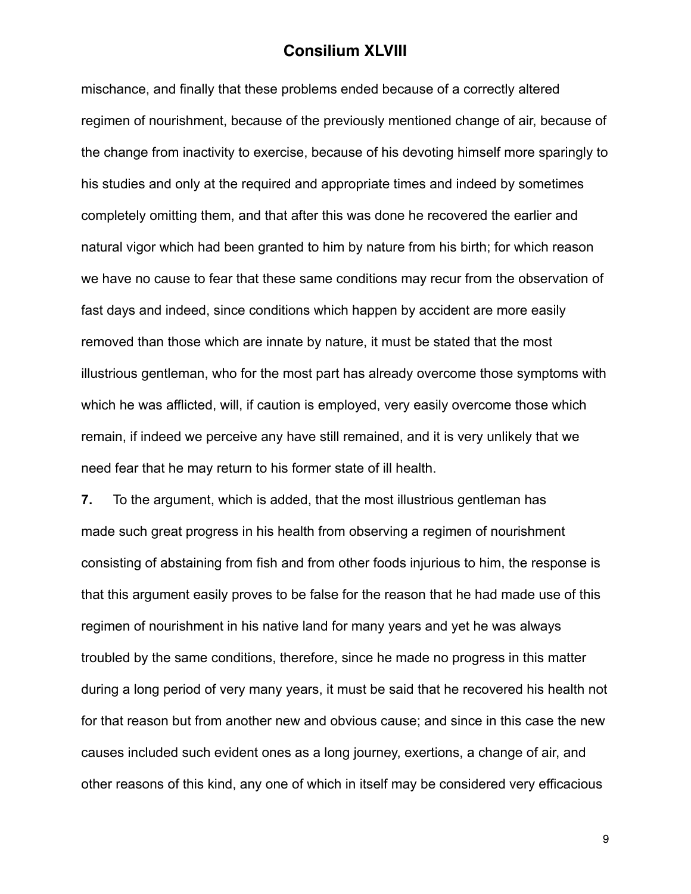mischance, and finally that these problems ended because of a correctly altered regimen of nourishment, because of the previously mentioned change of air, because of the change from inactivity to exercise, because of his devoting himself more sparingly to his studies and only at the required and appropriate times and indeed by sometimes completely omitting them, and that after this was done he recovered the earlier and natural vigor which had been granted to him by nature from his birth; for which reason we have no cause to fear that these same conditions may recur from the observation of fast days and indeed, since conditions which happen by accident are more easily removed than those which are innate by nature, it must be stated that the most illustrious gentleman, who for the most part has already overcome those symptoms with which he was afflicted, will, if caution is employed, very easily overcome those which remain, if indeed we perceive any have still remained, and it is very unlikely that we need fear that he may return to his former state of ill health.

**7.** To the argument, which is added, that the most illustrious gentleman has made such great progress in his health from observing a regimen of nourishment consisting of abstaining from fish and from other foods injurious to him, the response is that this argument easily proves to be false for the reason that he had made use of this regimen of nourishment in his native land for many years and yet he was always troubled by the same conditions, therefore, since he made no progress in this matter during a long period of very many years, it must be said that he recovered his health not for that reason but from another new and obvious cause; and since in this case the new causes included such evident ones as a long journey, exertions, a change of air, and other reasons of this kind, any one of which in itself may be considered very efficacious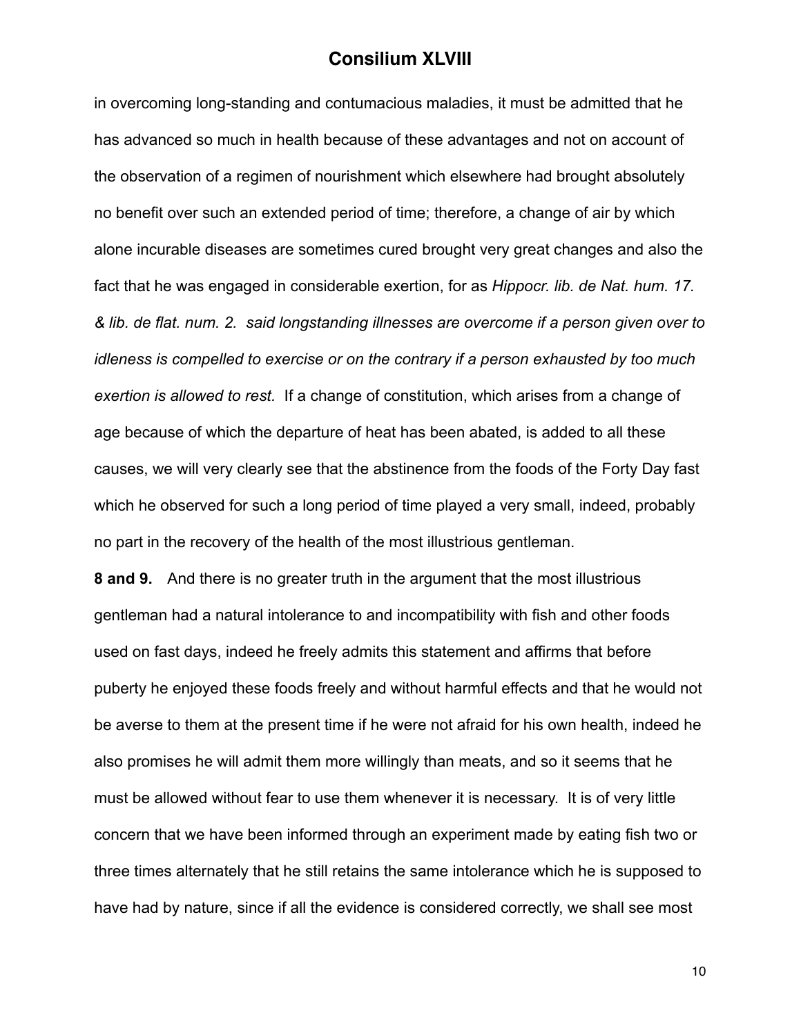in overcoming long-standing and contumacious maladies, it must be admitted that he has advanced so much in health because of these advantages and not on account of the observation of a regimen of nourishment which elsewhere had brought absolutely no benefit over such an extended period of time; therefore, a change of air by which alone incurable diseases are sometimes cured brought very great changes and also the fact that he was engaged in considerable exertion, for as *Hippocr. lib. de Nat. hum. 17. & lib. de flat. num. 2. said longstanding illnesses are overcome if a person given over to idleness is compelled to exercise or on the contrary if a person exhausted by too much exertion is allowed to rest.* If a change of constitution, which arises from a change of age because of which the departure of heat has been abated, is added to all these causes, we will very clearly see that the abstinence from the foods of the Forty Day fast which he observed for such a long period of time played a very small, indeed, probably no part in the recovery of the health of the most illustrious gentleman.

**8 and 9.** And there is no greater truth in the argument that the most illustrious gentleman had a natural intolerance to and incompatibility with fish and other foods used on fast days, indeed he freely admits this statement and affirms that before puberty he enjoyed these foods freely and without harmful effects and that he would not be averse to them at the present time if he were not afraid for his own health, indeed he also promises he will admit them more willingly than meats, and so it seems that he must be allowed without fear to use them whenever it is necessary. It is of very little concern that we have been informed through an experiment made by eating fish two or three times alternately that he still retains the same intolerance which he is supposed to have had by nature, since if all the evidence is considered correctly, we shall see most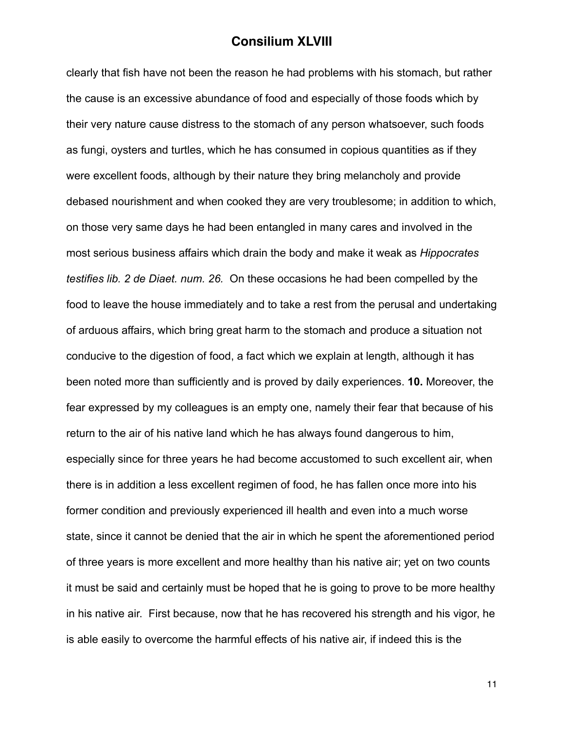clearly that fish have not been the reason he had problems with his stomach, but rather the cause is an excessive abundance of food and especially of those foods which by their very nature cause distress to the stomach of any person whatsoever, such foods as fungi, oysters and turtles, which he has consumed in copious quantities as if they were excellent foods, although by their nature they bring melancholy and provide debased nourishment and when cooked they are very troublesome; in addition to which, on those very same days he had been entangled in many cares and involved in the most serious business affairs which drain the body and make it weak as *Hippocrates testifies lib. 2 de Diaet. num. 26.* On these occasions he had been compelled by the food to leave the house immediately and to take a rest from the perusal and undertaking of arduous affairs, which bring great harm to the stomach and produce a situation not conducive to the digestion of food, a fact which we explain at length, although it has been noted more than sufficiently and is proved by daily experiences. **10.** Moreover, the fear expressed by my colleagues is an empty one, namely their fear that because of his return to the air of his native land which he has always found dangerous to him, especially since for three years he had become accustomed to such excellent air, when there is in addition a less excellent regimen of food, he has fallen once more into his former condition and previously experienced ill health and even into a much worse state, since it cannot be denied that the air in which he spent the aforementioned period of three years is more excellent and more healthy than his native air; yet on two counts it must be said and certainly must be hoped that he is going to prove to be more healthy in his native air. First because, now that he has recovered his strength and his vigor, he is able easily to overcome the harmful effects of his native air, if indeed this is the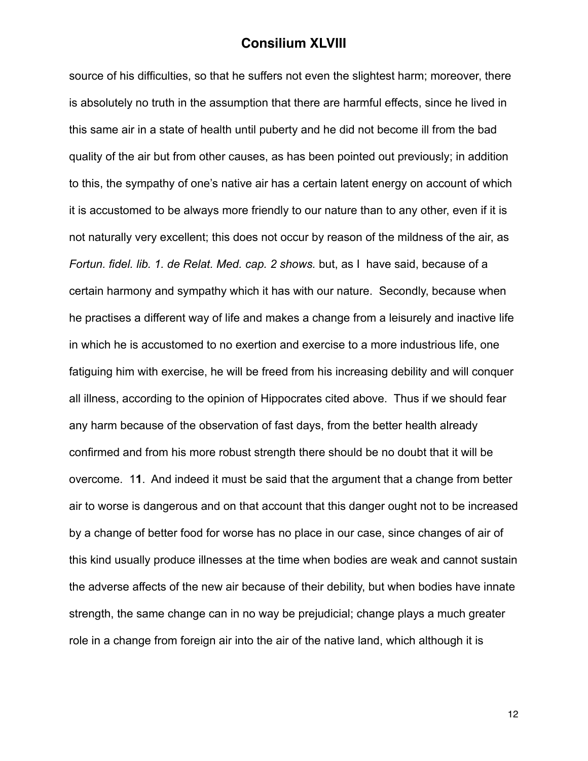source of his difficulties, so that he suffers not even the slightest harm; moreover, there is absolutely no truth in the assumption that there are harmful effects, since he lived in this same air in a state of health until puberty and he did not become ill from the bad quality of the air but from other causes, as has been pointed out previously; in addition to this, the sympathy of one's native air has a certain latent energy on account of which it is accustomed to be always more friendly to our nature than to any other, even if it is not naturally very excellent; this does not occur by reason of the mildness of the air, as *Fortun. fidel. lib. 1. de Relat. Med. cap. 2 shows.* but, as I have said, because of a certain harmony and sympathy which it has with our nature. Secondly, because when he practises a different way of life and makes a change from a leisurely and inactive life in which he is accustomed to no exertion and exercise to a more industrious life, one fatiguing him with exercise, he will be freed from his increasing debility and will conquer all illness, according to the opinion of Hippocrates cited above. Thus if we should fear any harm because of the observation of fast days, from the better health already confirmed and from his more robust strength there should be no doubt that it will be overcome. 1**1**. And indeed it must be said that the argument that a change from better air to worse is dangerous and on that account that this danger ought not to be increased by a change of better food for worse has no place in our case, since changes of air of this kind usually produce illnesses at the time when bodies are weak and cannot sustain the adverse affects of the new air because of their debility, but when bodies have innate strength, the same change can in no way be prejudicial; change plays a much greater role in a change from foreign air into the air of the native land, which although it is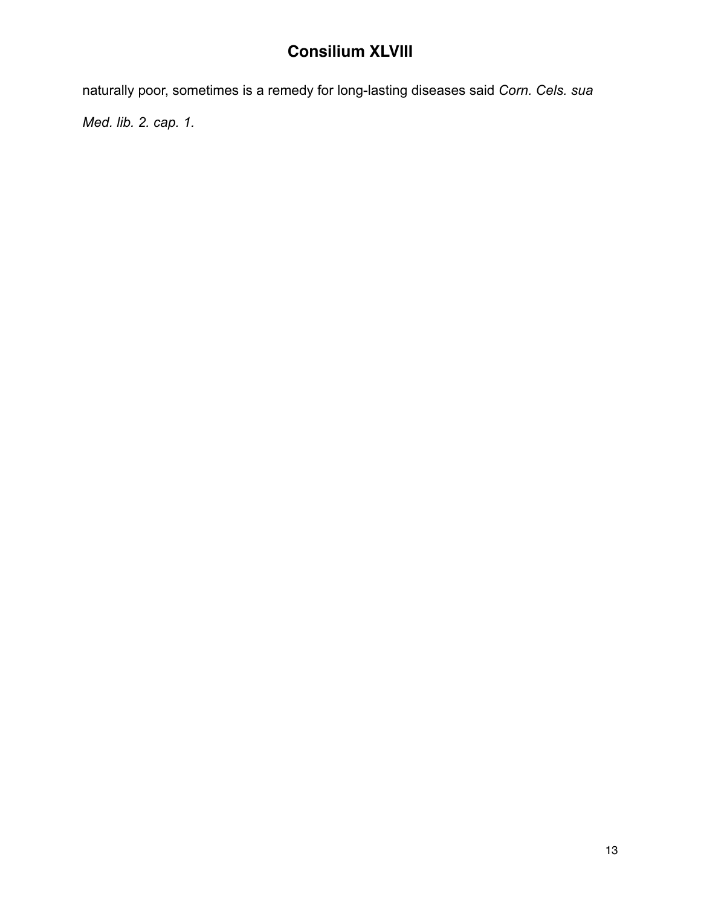# Consilium XLVIII

naturally poor, sometimes is a remedy for long-lasting diseases said *Corn. Cels. sua Med. lib. 2. cap. 1.*